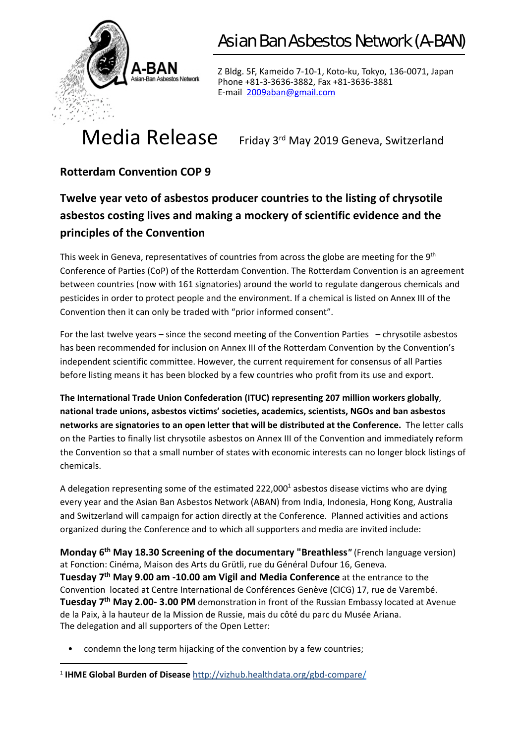# Asian Ban Asbestos Network (A-BAN)

A-BAN
Asian-Ban Asbestos Network

Z Bldg. 5F, Kameido 7-10-1, Koto-ku, Tokyo, 136-0071, Japan
Phone +81-3-3636-3882, Fax +81-3636-3881
E-mail 2009aban@gmail.com

# Media Release

Friday 3rd May 2019 Geneva, Switzerland

### Rotterdam Convention COP 9

## Twelve year veto of asbestos producer countries to the listing of chrysotile asbestos costing lives and making a mockery of scientific evidence and the principles of the Convention

This week in Geneva, representatives of countries from across the globe are meeting for the 9th Conference of Parties (CoP) of the Rotterdam Convention. The Rotterdam Convention is an agreement between countries (now with 161 signatories) around the world to regulate dangerous chemicals and pesticides in order to protect people and the environment. If a chemical is listed on Annex III of the Convention then it can only be traded with "prior informed consent".

For the last twelve years – since the second meeting of the Convention Parties – chrysotile asbestos has been recommended for inclusion on Annex III of the Rotterdam Convention by the Convention's independent scientific committee. However, the current requirement for consensus of all Parties before listing means it has been blocked by a few countries who profit from its use and export.

**The International Trade Union Confederation (ITUC) representing 207 million workers globally, national trade unions, asbestos victims' societies, academics, scientists, NGOs and ban asbestos networks are signatories to an open letter that will be distributed at the Conference.** The letter calls on the Parties to finally list chrysotile asbestos on Annex III of the Convention and immediately reform the Convention so that a small number of states with economic interests can no longer block listings of chemicals.

A delegation representing some of the estimated 222,000[1] asbestos disease victims who are dying every year and the Asian Ban Asbestos Network (ABAN) from India, Indonesia, Hong Kong, Australia and Switzerland will campaign for action directly at the Conference. Planned activities and actions organized during the Conference and to which all supporters and media are invited include:

**Monday 6th May 18.30 Screening of the documentary "Breathless"** (French language version) at Fonction: Cinéma, Maison des Arts du Grütli, rue du Général Dufour 16, Geneva.
**Tuesday 7th May 9.00 am -10.00 am Vigil and Media Conference** at the entrance to the Convention located at Centre International de Conférences Genève (CICG) 17, rue de Varembé.
**Tuesday 7th May 2.00- 3.00 PM** demonstration in front of the Russian Embassy located at Avenue de la Paix, à la hauteur de la Mission de Russie, mais du côté du parc du Musée Ariana.
The delegation and all supporters of the Open Letter:

- condemn the long term hijacking of the convention by a few countries;

---

[1] **IHME Global Burden of Disease** http://vizhub.healthdata.org/gbd-compare/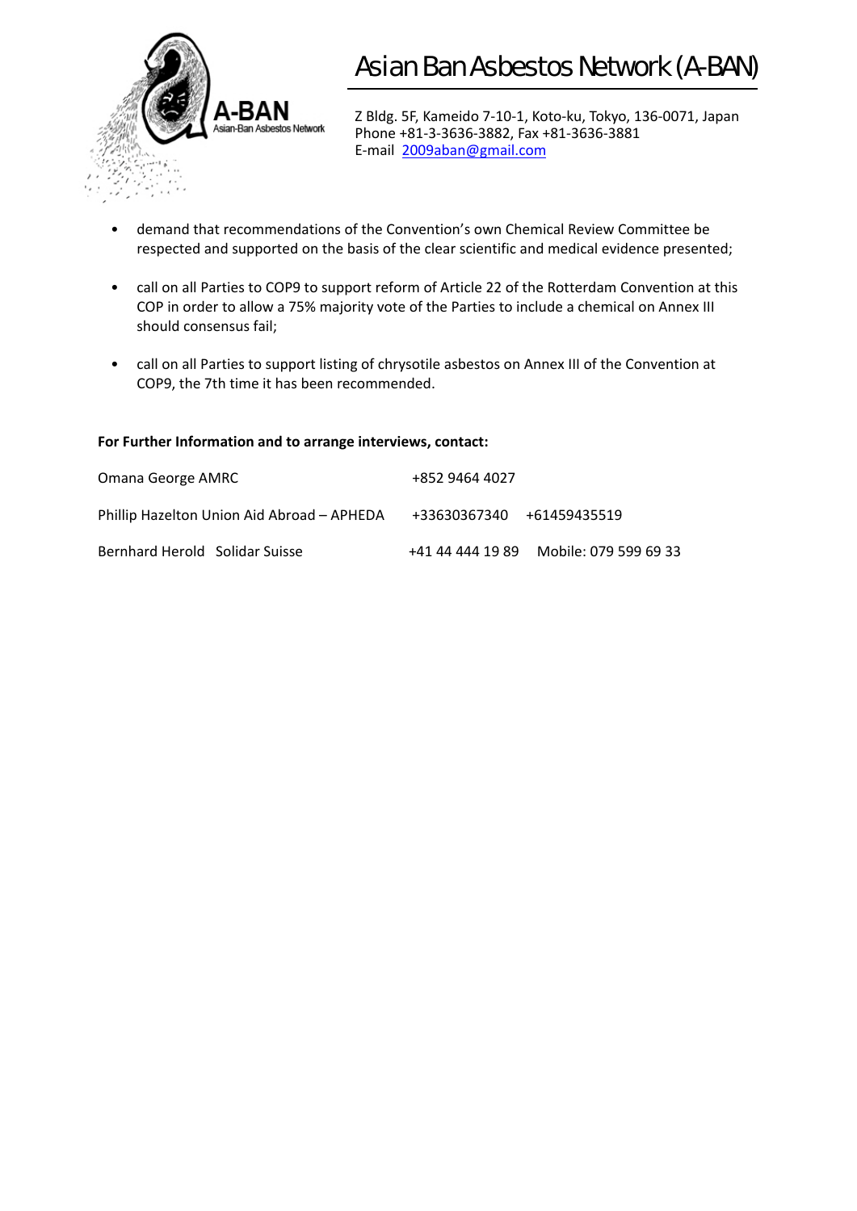- demand that recommendations of the Convention's own Chemical Review Committee be respected and supported on the basis of the clear scientific and medical evidence presented;

- call on all Parties to COP9 to support reform of Article 22 of the Rotterdam Convention at this COP in order to allow a 75% majority vote of the Parties to include a chemical on Annex III should consensus fail;

- call on all Parties to support listing of chrysotile asbestos on Annex III of the Convention at COP9, the 7th time it has been recommended.

**For Further Information and to arrange interviews, contact:**

Omana George AMRC +852 9464 4027

Phillip Hazelton Union Aid Abroad – APHEDA +33630367340 +61459435519

Bernhard Herold Solidar Suisse +41 44 444 19 89 Mobile: 079 599 69 33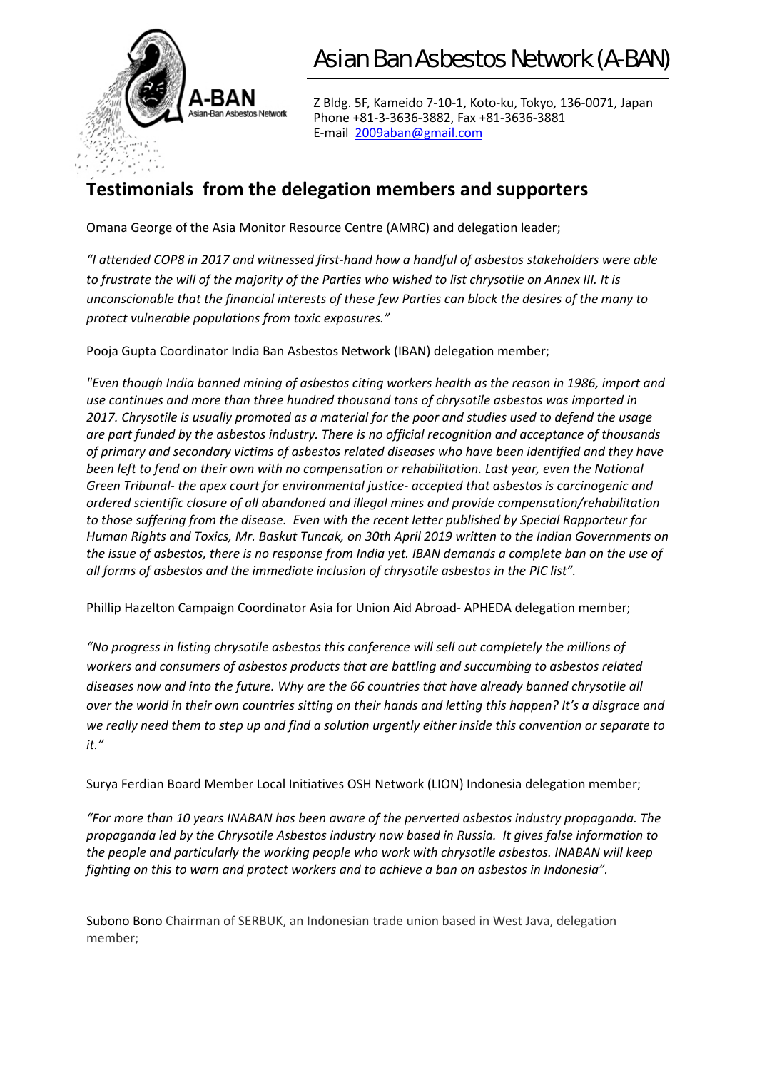# Asian Ban Asbestos Network (A-BAN)

Z Bldg. 5F, Kameido 7-10-1, Koto-ku, Tokyo, 136-0071, Japan
Phone +81-3-3636-3882, Fax +81-3636-3881
E-mail 2009aban@gmail.com

## Testimonials from the delegation members and supporters

Omana George of the Asia Monitor Resource Centre (AMRC) and delegation leader;

*"I attended COP8 in 2017 and witnessed first-hand how a handful of asbestos stakeholders were able to frustrate the will of the majority of the Parties who wished to list chrysotile on Annex III. It is unconscionable that the financial interests of these few Parties can block the desires of the many to protect vulnerable populations from toxic exposures."*

Pooja Gupta Coordinator India Ban Asbestos Network (IBAN) delegation member;

*"Even though India banned mining of asbestos citing workers health as the reason in 1986, import and use continues and more than three hundred thousand tons of chrysotile asbestos was imported in 2017. Chrysotile is usually promoted as a material for the poor and studies used to defend the usage are part funded by the asbestos industry. There is no official recognition and acceptance of thousands of primary and secondary victims of asbestos related diseases who have been identified and they have been left to fend on their own with no compensation or rehabilitation. Last year, even the National Green Tribunal- the apex court for environmental justice- accepted that asbestos is carcinogenic and ordered scientific closure of all abandoned and illegal mines and provide compensation/rehabilitation to those suffering from the disease. Even with the recent letter published by Special Rapporteur for Human Rights and Toxics, Mr. Baskut Tuncak, on 30th April 2019 written to the Indian Governments on the issue of asbestos, there is no response from India yet. IBAN demands a complete ban on the use of all forms of asbestos and the immediate inclusion of chrysotile asbestos in the PIC list".*

Phillip Hazelton Campaign Coordinator Asia for Union Aid Abroad- APHEDA delegation member;

*"No progress in listing chrysotile asbestos this conference will sell out completely the millions of workers and consumers of asbestos products that are battling and succumbing to asbestos related diseases now and into the future. Why are the 66 countries that have already banned chrysotile all over the world in their own countries sitting on their hands and letting this happen? It's a disgrace and we really need them to step up and find a solution urgently either inside this convention or separate to it."*

Surya Ferdian Board Member Local Initiatives OSH Network (LION) Indonesia delegation member;

*"For more than 10 years INABAN has been aware of the perverted asbestos industry propaganda. The propaganda led by the Chrysotile Asbestos industry now based in Russia. It gives false information to the people and particularly the working people who work with chrysotile asbestos. INABAN will keep fighting on this to warn and protect workers and to achieve a ban on asbestos in Indonesia".*

Subono Bono Chairman of SERBUK, an Indonesian trade union based in West Java, delegation member;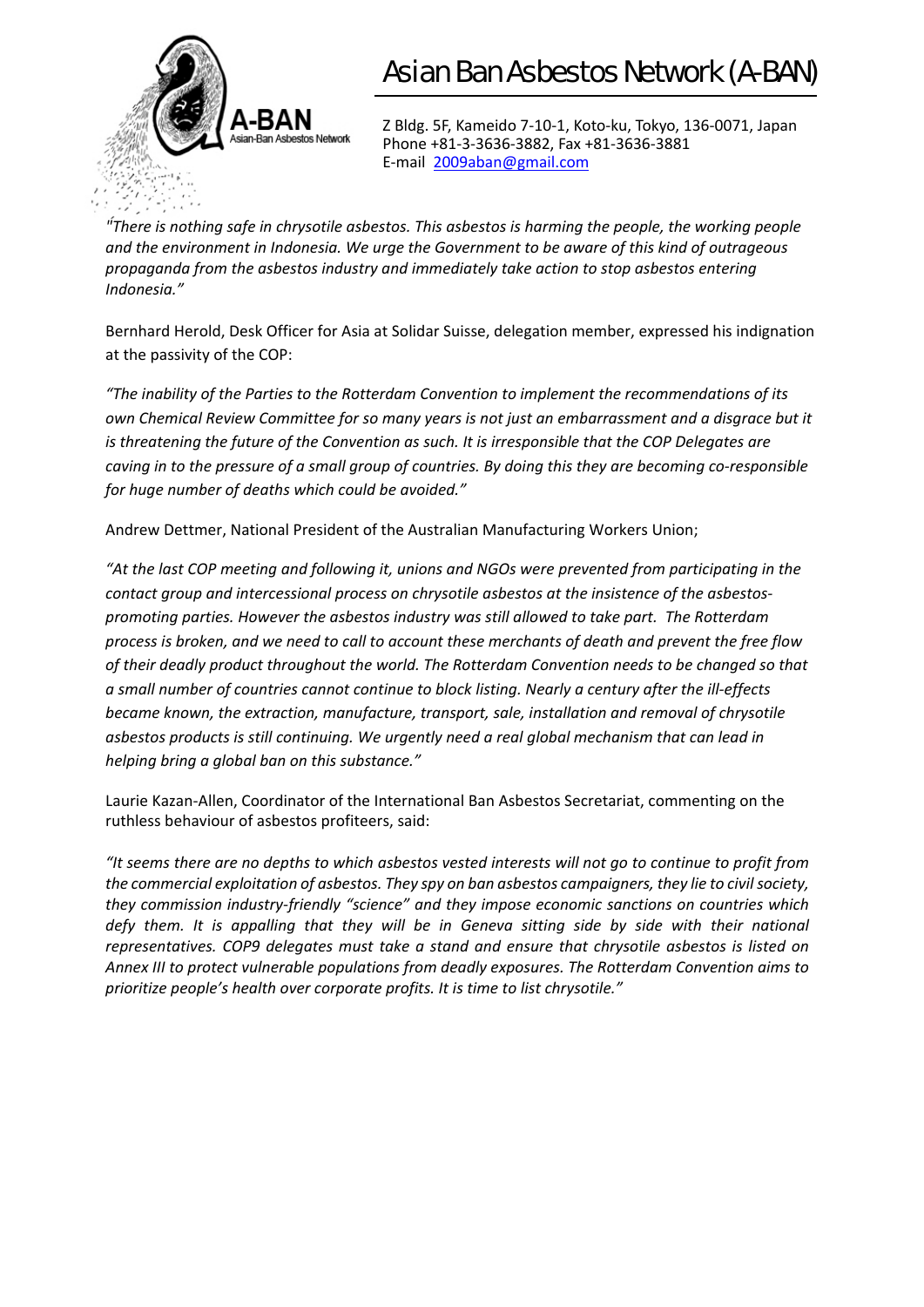# Asian Ban Asbestos Network (A-BAN)

Z Bldg. 5F, Kameido 7-10-1, Koto-ku, Tokyo, 136-0071, Japan
Phone +81-3-3636-3882, Fax +81-3636-3881
E-mail 2009aban@gmail.com

*"There is nothing safe in chrysotile asbestos. This asbestos is harming the people, the working people and the environment in Indonesia. We urge the Government to be aware of this kind of outrageous propaganda from the asbestos industry and immediately take action to stop asbestos entering Indonesia."*

Bernhard Herold, Desk Officer for Asia at Solidar Suisse, delegation member, expressed his indignation at the passivity of the COP:

*"The inability of the Parties to the Rotterdam Convention to implement the recommendations of its own Chemical Review Committee for so many years is not just an embarrassment and a disgrace but it is threatening the future of the Convention as such. It is irresponsible that the COP Delegates are caving in to the pressure of a small group of countries. By doing this they are becoming co-responsible for huge number of deaths which could be avoided."*

Andrew Dettmer, National President of the Australian Manufacturing Workers Union;

*"At the last COP meeting and following it, unions and NGOs were prevented from participating in the contact group and intercessional process on chrysotile asbestos at the insistence of the asbestos-promoting parties. However the asbestos industry was still allowed to take part. The Rotterdam process is broken, and we need to call to account these merchants of death and prevent the free flow of their deadly product throughout the world. The Rotterdam Convention needs to be changed so that a small number of countries cannot continue to block listing. Nearly a century after the ill-effects became known, the extraction, manufacture, transport, sale, installation and removal of chrysotile asbestos products is still continuing. We urgently need a real global mechanism that can lead in helping bring a global ban on this substance."*

Laurie Kazan-Allen, Coordinator of the International Ban Asbestos Secretariat, commenting on the ruthless behaviour of asbestos profiteers, said:

*"It seems there are no depths to which asbestos vested interests will not go to continue to profit from the commercial exploitation of asbestos. They spy on ban asbestos campaigners, they lie to civil society, they commission industry-friendly "science" and they impose economic sanctions on countries which defy them. It is appalling that they will be in Geneva sitting side by side with their national representatives. COP9 delegates must take a stand and ensure that chrysotile asbestos is listed on Annex III to protect vulnerable populations from deadly exposures. The Rotterdam Convention aims to prioritize people's health over corporate profits. It is time to list chrysotile."*